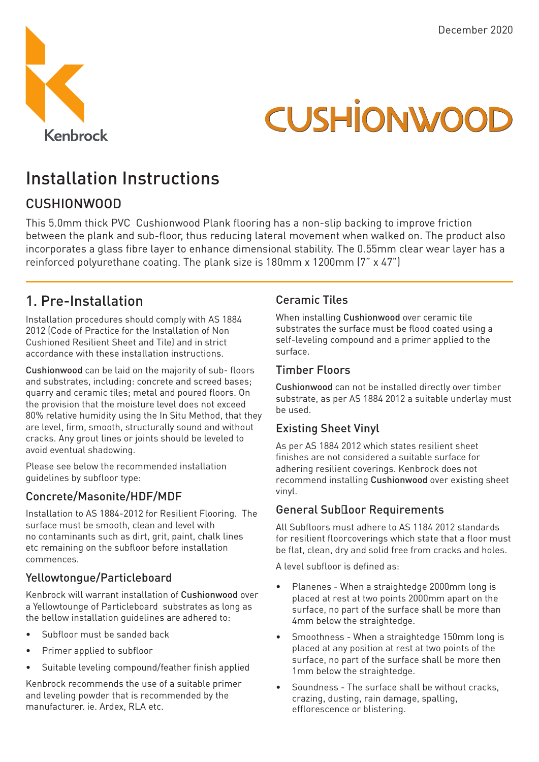December 2020

Kenbrock

CUSHIONWOOD

# Installation Instructions

## CUSHIONWOOD

This 5.0mm thick PVC Cushionwood Plank flooring has a non-slip backing to improve friction between the plank and sub-floor, thus reducing lateral movement when walked on. The product also incorporates a glass fibre layer to enhance dimensional stability. The 0.55mm clear wear layer has a reinforced polyurethane coating. The plank size is 180mm x 1200mm (7" x 47")

## 1. Pre-Installation

Installation procedures should comply with AS 1884 2012 (Code of Practice for the Installation of Non Cushioned Resilient Sheet and Tile) and in strict accordance with these installation instructions.

Cushionwood can be laid on the majority of sub- floors and substrates, including: concrete and screed bases; quarry and ceramic tiles; metal and poured floors. On the provision that the moisture level does not exceed 80% relative humidity using the In Situ Method, that they are level, firm, smooth, structurally sound and without cracks. Any grout lines or joints should be leveled to avoid eventual shadowing.

Please see below the recommended installation guidelines by subfloor type:

### Concrete/Masonite/HDF/MDF

Installation to AS 1884-2012 for Resilient Flooring. The surface must be smooth, clean and level with no contaminants such as dirt, grit, paint, chalk lines etc remaining on the subfloor before installation commences.

### Yellowtongue/Particleboard

Kenbrock will warrant installation of Cushionwood over a Yellowtounge of Particleboard substrates as long as the bellow installation guidelines are adhered to:

- Subfloor must be sanded back
- Primer applied to subfloor
- Suitable leveling compound/feather finish applied

Kenbrock recommends the use of a suitable primer and leveling powder that is recommended by the manufacturer. ie. Ardex, RLA etc.

### Ceramic Tiles

When installing Cushionwood over ceramic tile substrates the surface must be flood coated using a self-leveling compound and a primer applied to the surface.

### Timber Floors

Cushionwood can not be installed directly over timber substrate, as per AS 1884 2012 a suitable underlay must be used.

### Existing Sheet Vinyl

As per AS 1884 2012 which states resilient sheet finishes are not considered a suitable surface for adhering resilient coverings. Kenbrock does not recommend installing Cushionwood over existing sheet vinyl.

### General Subfloor Requirements

All Subfloors must adhere to AS 1184 2012 standards for resilient floorcoverings which state that a floor must be flat, clean, dry and solid free from cracks and holes.

A level subfloor is defined as:

- Planenes - When a straightedge 2000mm long is placed at rest at two points 2000mm apart on the surface, no part of the surface shall be more than 4mm below the straightedge.
- Smoothness - When a straightedge 150mm long is placed at any position at rest at two points of the surface, no part of the surface shall be more then 1mm below the straightedge.
- Soundness - The surface shall be without cracks, crazing, dusting, rain damage, spalling, efflorescence or blistering.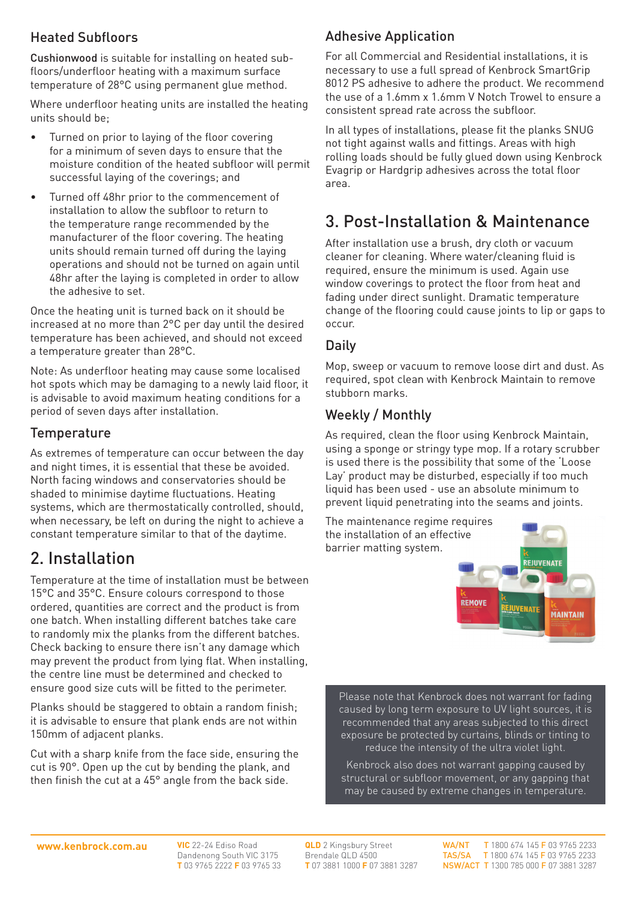## Heated Subfloors

**Cushionwood** is suitable for installing on heated sub-floors/underfloor heating with a maximum surface temperature of 28°C using permanent glue method.

Where underfloor heating units are installed the heating units should be;

- Turned on prior to laying of the floor covering for a minimum of seven days to ensure that the moisture condition of the heated subfloor will permit successful laying of the coverings; and
- Turned off 48hr prior to the commencement of installation to allow the subfloor to return to the temperature range recommended by the manufacturer of the floor covering. The heating units should remain turned off during the laying operations and should not be turned on again until 48hr after the laying is completed in order to allow the adhesive to set.

Once the heating unit is turned back on it should be increased at no more than 2°C per day until the desired temperature has been achieved, and should not exceed a temperature greater than 28°C.

Note: As underfloor heating may cause some localised hot spots which may be damaging to a newly laid floor, it is advisable to avoid maximum heating conditions for a period of seven days after installation.

## Temperature

As extremes of temperature can occur between the day and night times, it is essential that these be avoided. North facing windows and conservatories should be shaded to minimise daytime fluctuations. Heating systems, which are thermostatically controlled, should, when necessary, be left on during the night to achieve a constant temperature similar to that of the daytime.

# 2. Installation

Temperature at the time of installation must be between 15°C and 35°C. Ensure colours correspond to those ordered, quantities are correct and the product is from one batch. When installing different batches take care to randomly mix the planks from the different batches. Check backing to ensure there isn't any damage which may prevent the product from lying flat. When installing, the centre line must be determined and checked to ensure good size cuts will be fitted to the perimeter.

Planks should be staggered to obtain a random finish; it is advisable to ensure that plank ends are not within 150mm of adjacent planks.

Cut with a sharp knife from the face side, ensuring the cut is 90°. Open up the cut by bending the plank, and then finish the cut at a 45° angle from the back side.

## Adhesive Application

For all Commercial and Residential installations, it is necessary to use a full spread of Kenbrock SmartGrip 8012 PS adhesive to adhere the product. We recommend the use of a 1.6mm x 1.6mm V Notch Trowel to ensure a consistent spread rate across the subfloor.

In all types of installations, please fit the planks SNUG not tight against walls and fittings. Areas with high rolling loads should be fully glued down using Kenbrock Evagrip or Hardgrip adhesives across the total floor area.

# 3. Post-Installation & Maintenance

After installation use a brush, dry cloth or vacuum cleaner for cleaning. Where water/cleaning fluid is required, ensure the minimum is used. Again use window coverings to protect the floor from heat and fading under direct sunlight. Dramatic temperature change of the flooring could cause joints to lip or gaps to occur.

## Daily

Mop, sweep or vacuum to remove loose dirt and dust. As required, spot clean with Kenbrock Maintain to remove stubborn marks.

## Weekly / Monthly

As required, clean the floor using Kenbrock Maintain, using a sponge or stringy type mop. If a rotary scrubber is used there is the possibility that some of the 'Loose Lay' product may be disturbed, especially if too much liquid has been used - use an absolute minimum to prevent liquid penetrating into the seams and joints.

The maintenance regime requires the installation of an effective barrier matting system.

Please note that Kenbrock does not warrant for fading caused by long term exposure to UV light sources, it is recommended that any areas subjected to this direct exposure be protected by curtains, blinds or tinting to reduce the intensity of the ultra violet light.

Kenbrock also does not warrant gapping caused by structural or subfloor movement, or any gapping that may be caused by extreme changes in temperature.

www.kenbrock.com.au

**VIC** 22-24 Ediso Road Dandenong South VIC 3175 **T** 03 9765 2222 **F** 03 9765 33

**QLD** 2 Kingsbury Street Brendale QLD 4500 **T** 07 3881 1000 **F** 07 3881 3287

**WA/NT** **T** 1800 674 145 **F** 03 9765 2233
**TAS/SA** **T** 1800 674 145 **F** 03 9765 2233
**NSW/ACT** **T** 1300 785 000 **F** 07 3881 3287